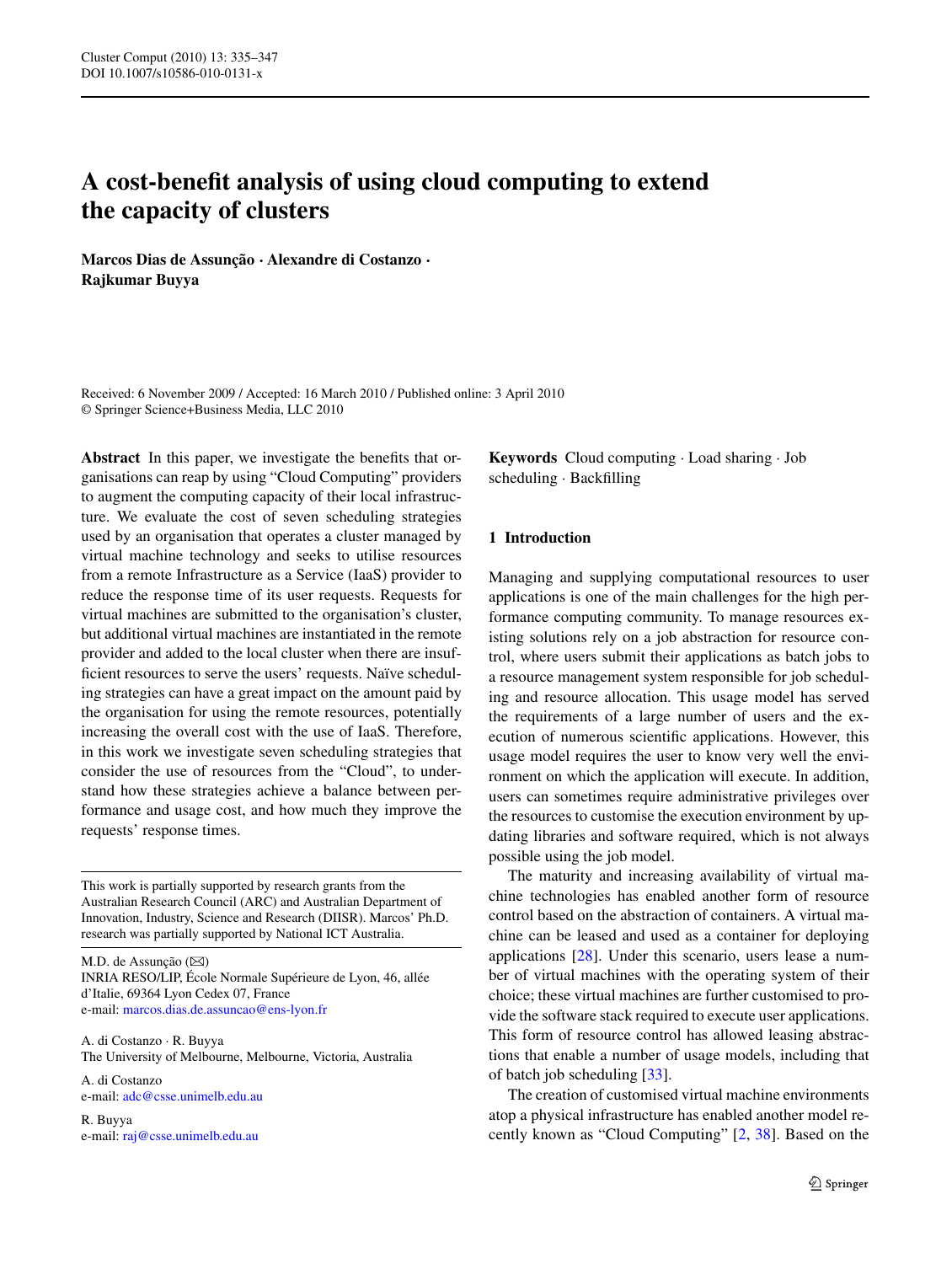# A cost-benefit analysis of using cloud computing to extend the capacity of clusters

**Marcos Dias de Assunção · Alexandre di Costanzo · Rajkumar Buyya**

Received: 6 November 2009 / Accepted: 16 March 2010 / Published online: 3 April 2010
© Springer Science+Business Media, LLC 2010

**Abstract** In this paper, we investigate the benefits that organisations can reap by using "Cloud Computing" providers to augment the computing capacity of their local infrastructure. We evaluate the cost of seven scheduling strategies used by an organisation that operates a cluster managed by virtual machine technology and seeks to utilise resources from a remote Infrastructure as a Service (IaaS) provider to reduce the response time of its user requests. Requests for virtual machines are submitted to the organisation's cluster, but additional virtual machines are instantiated in the remote provider and added to the local cluster when there are insufficient resources to serve the users' requests. Naïve scheduling strategies can have a great impact on the amount paid by the organisation for using the remote resources, potentially increasing the overall cost with the use of IaaS. Therefore, in this work we investigate seven scheduling strategies that consider the use of resources from the "Cloud", to understand how these strategies achieve a balance between performance and usage cost, and how much they improve the requests' response times.

**Keywords** Cloud computing · Load sharing · Job scheduling · Backfilling

## 1 Introduction

Managing and supplying computational resources to user applications is one of the main challenges for the high performance computing community. To manage resources existing solutions rely on a job abstraction for resource control, where users submit their applications as batch jobs to a resource management system responsible for job scheduling and resource allocation. This usage model has served the requirements of a large number of users and the execution of numerous scientific applications. However, this usage model requires the user to know very well the environment on which the application will execute. In addition, users can sometimes require administrative privileges over the resources to customise the execution environment by updating libraries and software required, which is not always possible using the job model.

The maturity and increasing availability of virtual machine technologies has enabled another form of resource control based on the abstraction of containers. A virtual machine can be leased and used as a container for deploying applications [28]. Under this scenario, users lease a number of virtual machines with the operating system of their choice; these virtual machines are further customised to provide the software stack required to execute user applications. This form of resource control has allowed leasing abstractions that enable a number of usage models, including that of batch job scheduling [33].

The creation of customised virtual machine environments atop a physical infrastructure has enabled another model recently known as "Cloud Computing" [2, 38]. Based on the

---

This work is partially supported by research grants from the Australian Research Council (ARC) and Australian Department of Innovation, Industry, Science and Research (DIISR). Marcos' Ph.D. research was partially supported by National ICT Australia.

M.D. de Assunção (✉)
INRIA RESO/LIP, École Normale Supérieure de Lyon, 46, allée d'Italie, 69364 Lyon Cedex 07, France
e-mail: marcos.dias.de.assuncao@ens-lyon.fr

A. di Costanzo · R. Buyya
The University of Melbourne, Melbourne, Victoria, Australia

A. di Costanzo
e-mail: adc@csse.unimelb.edu.au

R. Buyya
e-mail: raj@csse.unimelb.edu.au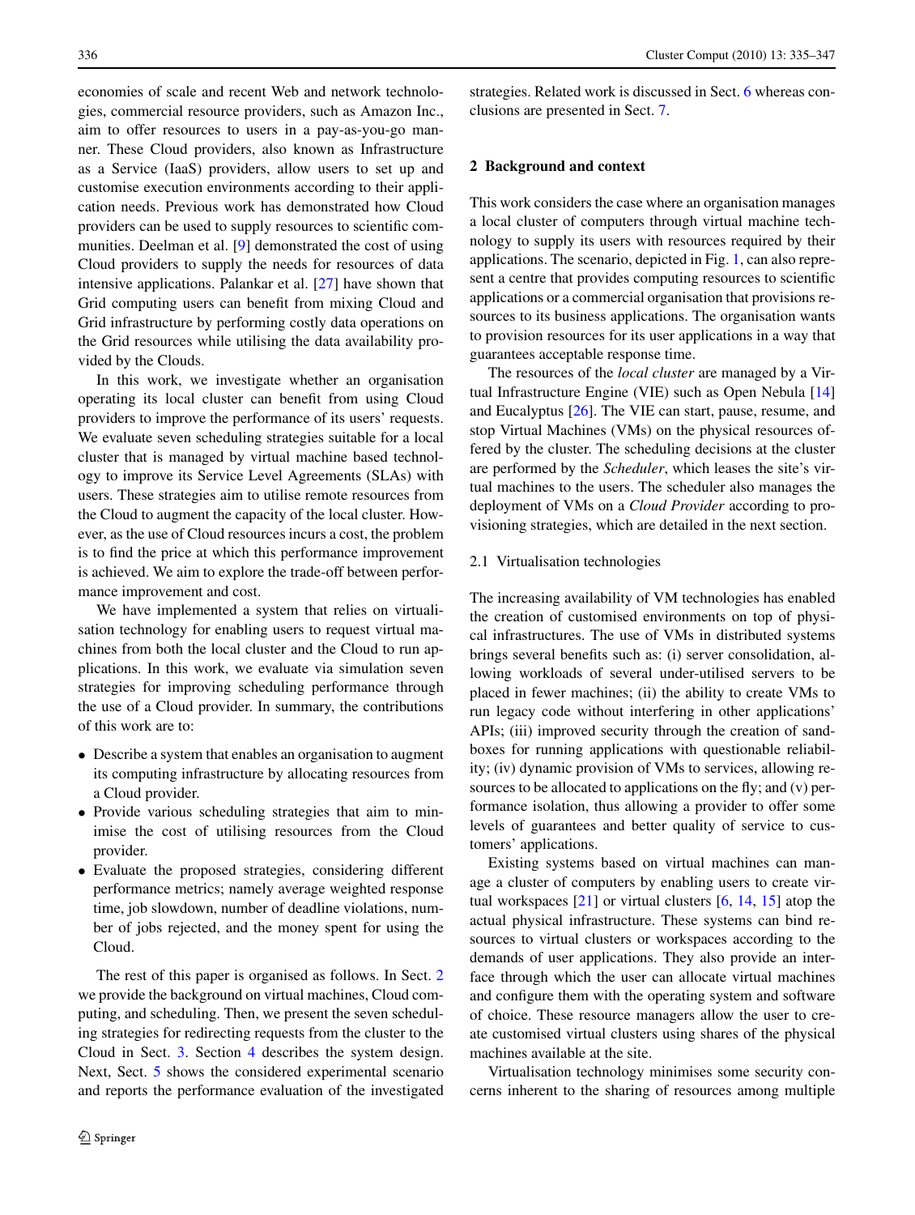economies of scale and recent Web and network technologies, commercial resource providers, such as Amazon Inc., aim to offer resources to users in a pay-as-you-go manner. These Cloud providers, also known as Infrastructure as a Service (IaaS) providers, allow users to set up and customise execution environments according to their application needs. Previous work has demonstrated how Cloud providers can be used to supply resources to scientific communities. Deelman et al. [9] demonstrated the cost of using Cloud providers to supply the needs for resources of data intensive applications. Palankar et al. [27] have shown that Grid computing users can benefit from mixing Cloud and Grid infrastructure by performing costly data operations on the Grid resources while utilising the data availability provided by the Clouds.

In this work, we investigate whether an organisation operating its local cluster can benefit from using Cloud providers to improve the performance of its users' requests. We evaluate seven scheduling strategies suitable for a local cluster that is managed by virtual machine based technology to improve its Service Level Agreements (SLAs) with users. These strategies aim to utilise remote resources from the Cloud to augment the capacity of the local cluster. However, as the use of Cloud resources incurs a cost, the problem is to find the price at which this performance improvement is achieved. We aim to explore the trade-off between performance improvement and cost.

We have implemented a system that relies on virtualisation technology for enabling users to request virtual machines from both the local cluster and the Cloud to run applications. In this work, we evaluate via simulation seven strategies for improving scheduling performance through the use of a Cloud provider. In summary, the contributions of this work are to:

- Describe a system that enables an organisation to augment its computing infrastructure by allocating resources from a Cloud provider.
- Provide various scheduling strategies that aim to minimise the cost of utilising resources from the Cloud provider.
- Evaluate the proposed strategies, considering different performance metrics; namely average weighted response time, job slowdown, number of deadline violations, number of jobs rejected, and the money spent for using the Cloud.

The rest of this paper is organised as follows. In Sect. 2 we provide the background on virtual machines, Cloud computing, and scheduling. Then, we present the seven scheduling strategies for redirecting requests from the cluster to the Cloud in Sect. 3. Section 4 describes the system design. Next, Sect. 5 shows the considered experimental scenario and reports the performance evaluation of the investigated strategies. Related work is discussed in Sect. 6 whereas conclusions are presented in Sect. 7.

## 2 Background and context

This work considers the case where an organisation manages a local cluster of computers through virtual machine technology to supply its users with resources required by their applications. The scenario, depicted in Fig. 1, can also represent a centre that provides computing resources to scientific applications or a commercial organisation that provisions resources to its business applications. The organisation wants to provision resources for its user applications in a way that guarantees acceptable response time.

The resources of the *local cluster* are managed by a Virtual Infrastructure Engine (VIE) such as Open Nebula [14] and Eucalyptus [26]. The VIE can start, pause, resume, and stop Virtual Machines (VMs) on the physical resources offered by the cluster. The scheduling decisions at the cluster are performed by the *Scheduler*, which leases the site's virtual machines to the users. The scheduler also manages the deployment of VMs on a *Cloud Provider* according to provisioning strategies, which are detailed in the next section.

### 2.1 Virtualisation technologies

The increasing availability of VM technologies has enabled the creation of customised environments on top of physical infrastructures. The use of VMs in distributed systems brings several benefits such as: (i) server consolidation, allowing workloads of several under-utilised servers to be placed in fewer machines; (ii) the ability to create VMs to run legacy code without interfering in other applications' APIs; (iii) improved security through the creation of sandboxes for running applications with questionable reliability; (iv) dynamic provision of VMs to services, allowing resources to be allocated to applications on the fly; and (v) performance isolation, thus allowing a provider to offer some levels of guarantees and better quality of service to customers' applications.

Existing systems based on virtual machines can manage a cluster of computers by enabling users to create virtual workspaces [21] or virtual clusters [6, 14, 15] atop the actual physical infrastructure. These systems can bind resources to virtual clusters or workspaces according to the demands of user applications. They also provide an interface through which the user can allocate virtual machines and configure them with the operating system and software of choice. These resource managers allow the user to create customised virtual clusters using shares of the physical machines available at the site.

Virtualisation technology minimises some security concerns inherent to the sharing of resources among multiple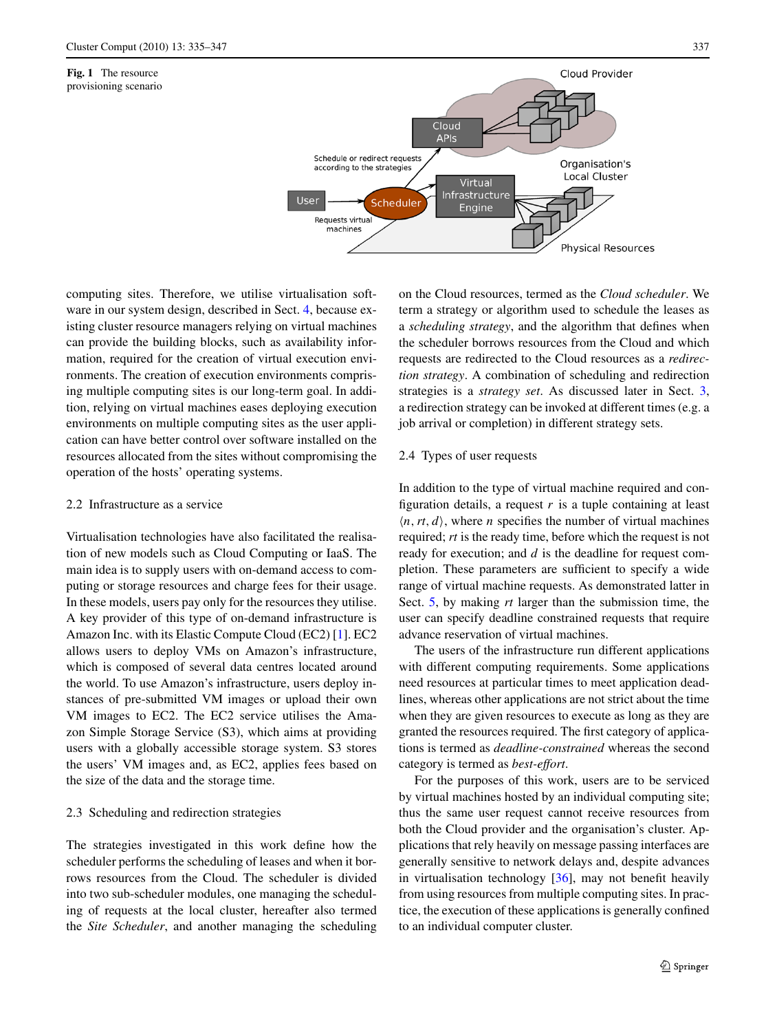Fig. 1 The resource provisioning scenario

Cloud Provider

Cloud APIs

Schedule or redirect requests according to the strategies

Organisation's Local Cluster

User

Scheduler

Virtual Infrastructure Engine

Requests virtual machines

Physical Resources

computing sites. Therefore, we utilise virtualisation software in our system design, described in Sect. 4, because existing cluster resource managers relying on virtual machines can provide the building blocks, such as availability information, required for the creation of virtual execution environments. The creation of execution environments comprising multiple computing sites is our long-term goal. In addition, relying on virtual machines eases deploying execution environments on multiple computing sites as the user application can have better control over software installed on the resources allocated from the sites without compromising the operation of the hosts' operating systems.

### 2.2 Infrastructure as a service

Virtualisation technologies have also facilitated the realisation of new models such as Cloud Computing or IaaS. The main idea is to supply users with on-demand access to computing or storage resources and charge fees for their usage. In these models, users pay only for the resources they utilise. A key provider of this type of on-demand infrastructure is Amazon Inc. with its Elastic Compute Cloud (EC2) [1]. EC2 allows users to deploy VMs on Amazon's infrastructure, which is composed of several data centres located around the world. To use Amazon's infrastructure, users deploy instances of pre-submitted VM images or upload their own VM images to EC2. The EC2 service utilises the Amazon Simple Storage Service (S3), which aims at providing users with a globally accessible storage system. S3 stores the users' VM images and, as EC2, applies fees based on the size of the data and the storage time.

### 2.3 Scheduling and redirection strategies

The strategies investigated in this work define how the scheduler performs the scheduling of leases and when it borrows resources from the Cloud. The scheduler is divided into two sub-scheduler modules, one managing the scheduling of requests at the local cluster, hereafter also termed the *Site Scheduler*, and another managing the scheduling on the Cloud resources, termed as the *Cloud scheduler*. We term a strategy or algorithm used to schedule the leases as a *scheduling strategy*, and the algorithm that defines when the scheduler borrows resources from the Cloud and which requests are redirected to the Cloud resources as a *redirection strategy*. A combination of scheduling and redirection strategies is a *strategy set*. As discussed later in Sect. 3, a redirection strategy can be invoked at different times (e.g. a job arrival or completion) in different strategy sets.

### 2.4 Types of user requests

In addition to the type of virtual machine required and configuration details, a request $r$ is a tuple containing at least $\langle n, rt, d \rangle$, where $n$ specifies the number of virtual machines required; $rt$ is the ready time, before which the request is not ready for execution; and $d$ is the deadline for request completion. These parameters are sufficient to specify a wide range of virtual machine requests. As demonstrated latter in Sect. 5, by making $rt$ larger than the submission time, the user can specify deadline constrained requests that require advance reservation of virtual machines.

The users of the infrastructure run different applications with different computing requirements. Some applications need resources at particular times to meet application deadlines, whereas other applications are not strict about the time when they are given resources to execute as long as they are granted the resources required. The first category of applications is termed as *deadline-constrained* whereas the second category is termed as *best-effort*.

For the purposes of this work, users are to be serviced by virtual machines hosted by an individual computing site; thus the same user request cannot receive resources from both the Cloud provider and the organisation's cluster. Applications that rely heavily on message passing interfaces are generally sensitive to network delays and, despite advances in virtualisation technology [36], may not benefit heavily from using resources from multiple computing sites. In practice, the execution of these applications is generally confined to an individual computer cluster.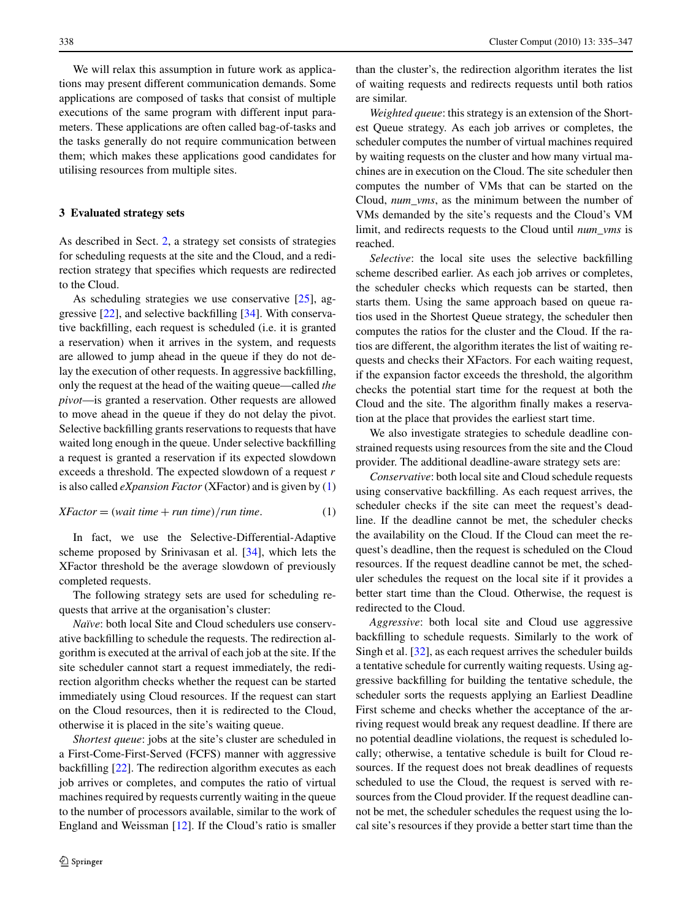We will relax this assumption in future work as applications may present different communication demands. Some applications are composed of tasks that consist of multiple executions of the same program with different input parameters. These applications are often called bag-of-tasks and the tasks generally do not require communication between them; which makes these applications good candidates for utilising resources from multiple sites.

## 3 Evaluated strategy sets

As described in Sect. 2, a strategy set consists of strategies for scheduling requests at the site and the Cloud, and a redirection strategy that specifies which requests are redirected to the Cloud.

As scheduling strategies we use conservative [25], aggressive [22], and selective backfilling [34]. With conservative backfilling, each request is scheduled (i.e. it is granted a reservation) when it arrives in the system, and requests are allowed to jump ahead in the queue if they do not delay the execution of other requests. In aggressive backfilling, only the request at the head of the waiting queue—called *the pivot*—is granted a reservation. Other requests are allowed to move ahead in the queue if they do not delay the pivot. Selective backfilling grants reservations to requests that have waited long enough in the queue. Under selective backfilling a request is granted a reservation if its expected slowdown exceeds a threshold. The expected slowdown of a request $r$ is also called *eXpansion Factor* (XFactor) and is given by (1)

$$XFactor = (wait\ time + run\ time)/run\ time. \tag{1}$$

In fact, we use the Selective-Differential-Adaptive scheme proposed by Srinivasan et al. [34], which lets the XFactor threshold be the average slowdown of previously completed requests.

The following strategy sets are used for scheduling requests that arrive at the organisation's cluster:

*Naïve*: both local Site and Cloud schedulers use conservative backfilling to schedule the requests. The redirection algorithm is executed at the arrival of each job at the site. If the site scheduler cannot start a request immediately, the redirection algorithm checks whether the request can be started immediately using Cloud resources. If the request can start on the Cloud resources, then it is redirected to the Cloud, otherwise it is placed in the site's waiting queue.

*Shortest queue*: jobs at the site's cluster are scheduled in a First-Come-First-Served (FCFS) manner with aggressive backfilling [22]. The redirection algorithm executes as each job arrives or completes, and computes the ratio of virtual machines required by requests currently waiting in the queue to the number of processors available, similar to the work of England and Weissman [12]. If the Cloud's ratio is smaller than the cluster's, the redirection algorithm iterates the list of waiting requests and redirects requests until both ratios are similar.

*Weighted queue*: this strategy is an extension of the Shortest Queue strategy. As each job arrives or completes, the scheduler computes the number of virtual machines required by waiting requests on the cluster and how many virtual machines are in execution on the Cloud. The site scheduler then computes the number of VMs that can be started on the Cloud, *num_vms*, as the minimum between the number of VMs demanded by the site's requests and the Cloud's VM limit, and redirects requests to the Cloud until *num_vms* is reached.

*Selective*: the local site uses the selective backfilling scheme described earlier. As each job arrives or completes, the scheduler checks which requests can be started, then starts them. Using the same approach based on queue ratios used in the Shortest Queue strategy, the scheduler then computes the ratios for the cluster and the Cloud. If the ratios are different, the algorithm iterates the list of waiting requests and checks their XFactors. For each waiting request, if the expansion factor exceeds the threshold, the algorithm checks the potential start time for the request at both the Cloud and the site. The algorithm finally makes a reservation at the place that provides the earliest start time.

We also investigate strategies to schedule deadline constrained requests using resources from the site and the Cloud provider. The additional deadline-aware strategy sets are:

*Conservative*: both local site and Cloud schedule requests using conservative backfilling. As each request arrives, the scheduler checks if the site can meet the request's deadline. If the deadline cannot be met, the scheduler checks the availability on the Cloud. If the Cloud can meet the request's deadline, then the request is scheduled on the Cloud resources. If the request deadline cannot be met, the scheduler schedules the request on the local site if it provides a better start time than the Cloud. Otherwise, the request is redirected to the Cloud.

*Aggressive*: both local site and Cloud use aggressive backfilling to schedule requests. Similarly to the work of Singh et al. [32], as each request arrives the scheduler builds a tentative schedule for currently waiting requests. Using aggressive backfilling for building the tentative schedule, the scheduler sorts the requests applying an Earliest Deadline First scheme and checks whether the acceptance of the arriving request would break any request deadline. If there are no potential deadline violations, the request is scheduled locally; otherwise, a tentative schedule is built for Cloud resources. If the request does not break deadlines of requests scheduled to use the Cloud, the request is served with resources from the Cloud provider. If the request deadline cannot be met, the scheduler schedules the request using the local site's resources if they provide a better start time than the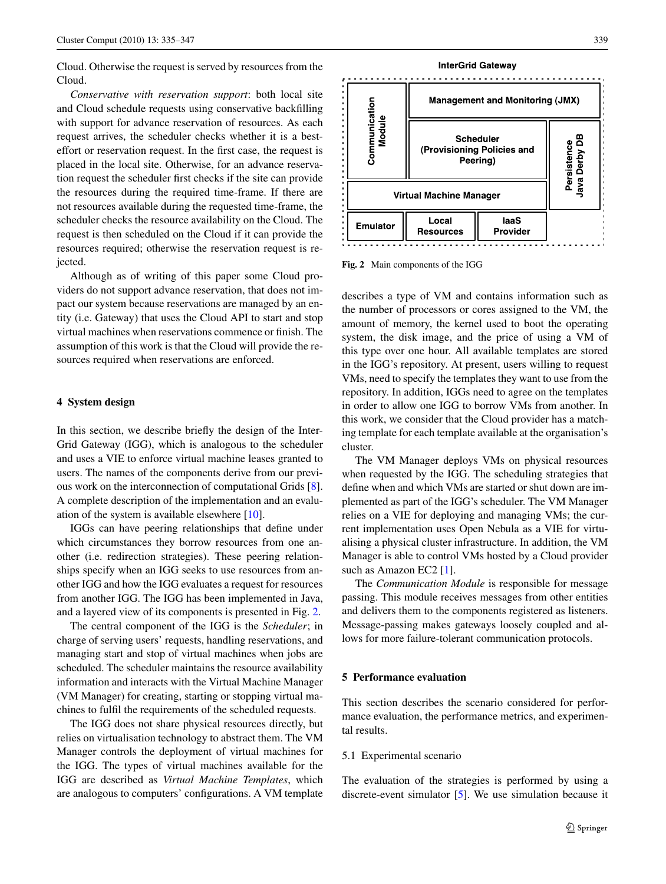Cloud. Otherwise the request is served by resources from the Cloud.

*Conservative with reservation support*: both local site and Cloud schedule requests using conservative backfilling with support for advance reservation of resources. As each request arrives, the scheduler checks whether it is a best-effort or reservation request. In the first case, the request is placed in the local site. Otherwise, for an advance reservation request the scheduler first checks if the site can provide the resources during the required time-frame. If there are not resources available during the requested time-frame, the scheduler checks the resource availability on the Cloud. The request is then scheduled on the Cloud if it can provide the resources required; otherwise the reservation request is rejected.

Although as of writing of this paper some Cloud providers do not support advance reservation, that does not impact our system because reservations are managed by an entity (i.e. Gateway) that uses the Cloud API to start and stop virtual machines when reservations commence or finish. The assumption of this work is that the Cloud will provide the resources required when reservations are enforced.

## 4 System design

In this section, we describe briefly the design of the InterGrid Gateway (IGG), which is analogous to the scheduler and uses a VIE to enforce virtual machine leases granted to users. The names of the components derive from our previous work on the interconnection of computational Grids [8]. A complete description of the implementation and an evaluation of the system is available elsewhere [10].

IGGs can have peering relationships that define under which circumstances they borrow resources from one another (i.e. redirection strategies). These peering relationships specify when an IGG seeks to use resources from another IGG and how the IGG evaluates a request for resources from another IGG. The IGG has been implemented in Java, and a layered view of its components is presented in Fig. 2.

**Fig. 2** Main components of the IGG

The central component of the IGG is the *Scheduler*; in charge of serving users' requests, handling reservations, and managing start and stop of virtual machines when jobs are scheduled. The scheduler maintains the resource availability information and interacts with the Virtual Machine Manager (VM Manager) for creating, starting or stopping virtual machines to fulfil the requirements of the scheduled requests.

The IGG does not share physical resources directly, but relies on virtualisation technology to abstract them. The VM Manager controls the deployment of virtual machines for the IGG. The types of virtual machines available for the IGG are described as *Virtual Machine Templates*, which are analogous to computers' configurations. A VM template describes a type of VM and contains information such as the number of processors or cores assigned to the VM, the amount of memory, the kernel used to boot the operating system, the disk image, and the price of using a VM of this type over one hour. All available templates are stored in the IGG's repository. At present, users willing to request VMs, need to specify the templates they want to use from the repository. In addition, IGGs need to agree on the templates in order to allow one IGG to borrow VMs from another. In this work, we consider that the Cloud provider has a matching template for each template available at the organisation's cluster.

The VM Manager deploys VMs on physical resources when requested by the IGG. The scheduling strategies that define when and which VMs are started or shut down are implemented as part of the IGG's scheduler. The VM Manager relies on a VIE for deploying and managing VMs; the current implementation uses Open Nebula as a VIE for virtualising a physical cluster infrastructure. In addition, the VM Manager is able to control VMs hosted by a Cloud provider such as Amazon EC2 [1].

The *Communication Module* is responsible for message passing. This module receives messages from other entities and delivers them to the components registered as listeners. Message-passing makes gateways loosely coupled and allows for more failure-tolerant communication protocols.

## 5 Performance evaluation

This section describes the scenario considered for performance evaluation, the performance metrics, and experimental results.

### 5.1 Experimental scenario

The evaluation of the strategies is performed by using a discrete-event simulator [5]. We use simulation because it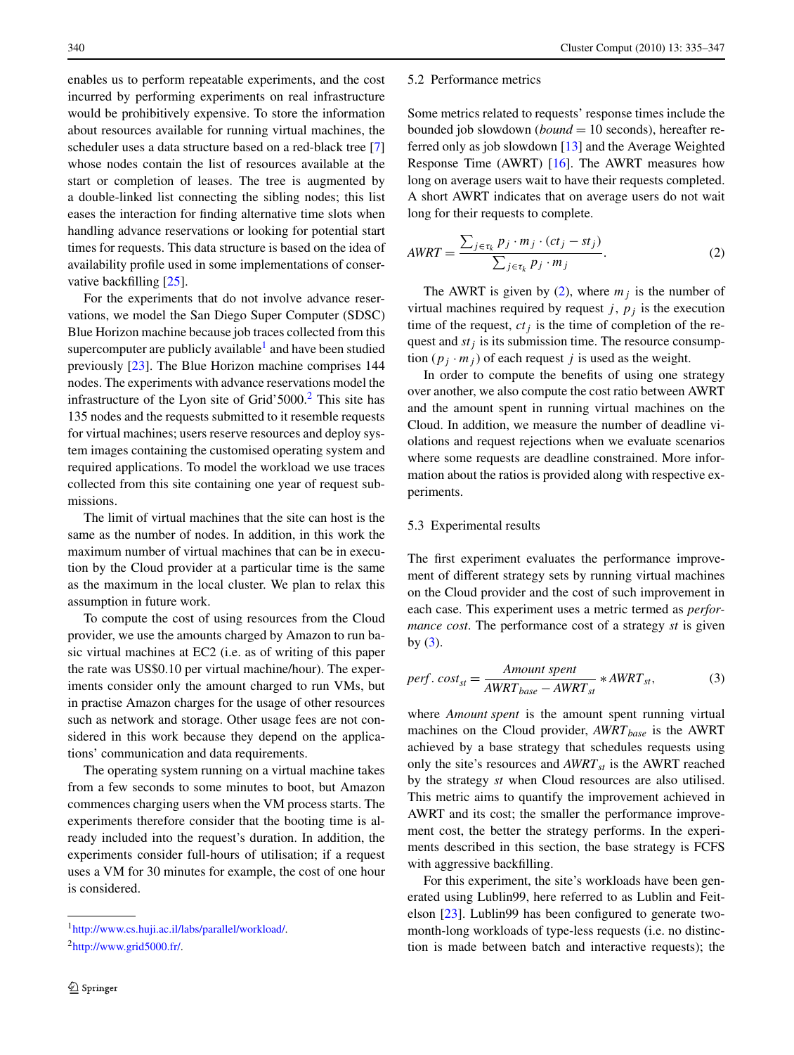enables us to perform repeatable experiments, and the cost incurred by performing experiments on real infrastructure would be prohibitively expensive. To store the information about resources available for running virtual machines, the scheduler uses a data structure based on a red-black tree [7] whose nodes contain the list of resources available at the start or completion of leases. The tree is augmented by a double-linked list connecting the sibling nodes; this list eases the interaction for finding alternative time slots when handling advance reservations or looking for potential start times for requests. This data structure is based on the idea of availability profile used in some implementations of conservative backfilling [25].

For the experiments that do not involve advance reservations, we model the San Diego Super Computer (SDSC) Blue Horizon machine because job traces collected from this supercomputer are publicly available[1] and have been studied previously [23]. The Blue Horizon machine comprises 144 nodes. The experiments with advance reservations model the infrastructure of the Lyon site of Grid'5000.[2] This site has 135 nodes and the requests submitted to it resemble requests for virtual machines; users reserve resources and deploy system images containing the customised operating system and required applications. To model the workload we use traces collected from this site containing one year of request submissions.

The limit of virtual machines that the site can host is the same as the number of nodes. In addition, in this work the maximum number of virtual machines that can be in execution by the Cloud provider at a particular time is the same as the maximum in the local cluster. We plan to relax this assumption in future work.

To compute the cost of using resources from the Cloud provider, we use the amounts charged by Amazon to run basic virtual machines at EC2 (i.e. as of writing of this paper the rate was US$0.10 per virtual machine/hour). The experiments consider only the amount charged to run VMs, but in practise Amazon charges for the usage of other resources such as network and storage. Other usage fees are not considered in this work because they depend on the applications' communication and data requirements.

The operating system running on a virtual machine takes from a few seconds to some minutes to boot, but Amazon commences charging users when the VM process starts. The experiments therefore consider that the booting time is already included into the request's duration. In addition, the experiments consider full-hours of utilisation; if a request uses a VM for 30 minutes for example, the cost of one hour is considered.

[1] http://www.cs.huji.ac.il/labs/parallel/workload/.

[2] http://www.grid5000.fr/.

### 5.2 Performance metrics

Some metrics related to requests' response times include the bounded job slowdown (*bound* = 10 seconds), hereafter referred only as job slowdown [13] and the Average Weighted Response Time (AWRT) [16]. The AWRT measures how long on average users wait to have their requests completed. A short AWRT indicates that on average users do not wait long for their requests to complete.

$$AWRT = \frac{\sum_{j \in \tau_k} p_j \cdot m_j \cdot (ct_j - st_j)}{\sum_{j \in \tau_k} p_j \cdot m_j}. \tag{2}$$

The AWRT is given by (2), where $m_j$ is the number of virtual machines required by request $j$, $p_j$ is the execution time of the request, $ct_j$ is the time of completion of the request and $st_j$ is its submission time. The resource consumption $(p_j \cdot m_j)$ of each request $j$ is used as the weight.

In order to compute the benefits of using one strategy over another, we also compute the cost ratio between AWRT and the amount spent in running virtual machines on the Cloud. In addition, we measure the number of deadline violations and request rejections when we evaluate scenarios where some requests are deadline constrained. More information about the ratios is provided along with respective experiments.

### 5.3 Experimental results

The first experiment evaluates the performance improvement of different strategy sets by running virtual machines on the Cloud provider and the cost of such improvement in each case. This experiment uses a metric termed as *performance cost*. The performance cost of a strategy *st* is given by (3).

$$perf.\,cost_{st} = \frac{Amount\ spent}{AWRT_{base} - AWRT_{st}} * AWRT_{st}, \tag{3}$$

where *Amount spent* is the amount spent running virtual machines on the Cloud provider, $AWRT_{base}$ is the AWRT achieved by a base strategy that schedules requests using only the site's resources and $AWRT_{st}$ is the AWRT reached by the strategy *st* when Cloud resources are also utilised. This metric aims to quantify the improvement achieved in AWRT and its cost; the smaller the performance improvement cost, the better the strategy performs. In the experiments described in this section, the base strategy is FCFS with aggressive backfilling.

For this experiment, the site's workloads have been generated using Lublin99, here referred to as Lublin and Feitelson [23]. Lublin99 has been configured to generate two-month-long workloads of type-less requests (i.e. no distinction is made between batch and interactive requests); the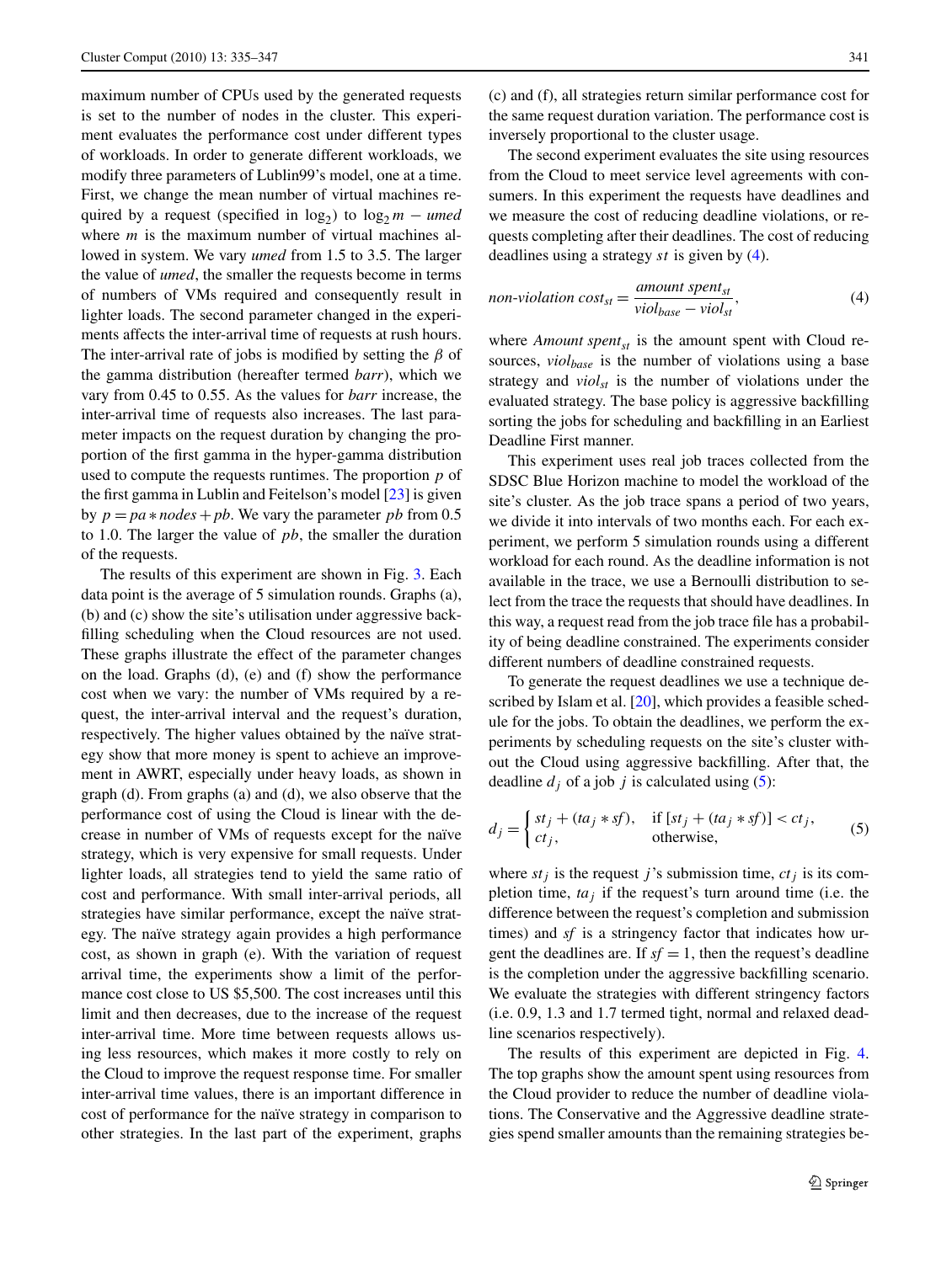maximum number of CPUs used by the generated requests is set to the number of nodes in the cluster. This experiment evaluates the performance cost under different types of workloads. In order to generate different workloads, we modify three parameters of Lublin99's model, one at a time. First, we change the mean number of virtual machines required by a request (specified in $\log_2$) to $\log_2 m - umed$ where $m$ is the maximum number of virtual machines allowed in system. We vary *umed* from 1.5 to 3.5. The larger the value of *umed*, the smaller the requests become in terms of numbers of VMs required and consequently result in lighter loads. The second parameter changed in the experiments affects the inter-arrival time of requests at rush hours. The inter-arrival rate of jobs is modified by setting the $\beta$ of the gamma distribution (hereafter termed *barr*), which we vary from 0.45 to 0.55. As the values for *barr* increase, the inter-arrival time of requests also increases. The last parameter impacts on the request duration by changing the proportion of the first gamma in the hyper-gamma distribution used to compute the requests runtimes. The proportion $p$ of the first gamma in Lublin and Feitelson's model [23] is given by $p = pa * nodes + pb$. We vary the parameter $pb$ from 0.5 to 1.0. The larger the value of $pb$, the smaller the duration of the requests.

The results of this experiment are shown in Fig. 3. Each data point is the average of 5 simulation rounds. Graphs (a), (b) and (c) show the site's utilisation under aggressive backfilling scheduling when the Cloud resources are not used. These graphs illustrate the effect of the parameter changes on the load. Graphs (d), (e) and (f) show the performance cost when we vary: the number of VMs required by a request, the inter-arrival interval and the request's duration, respectively. The higher values obtained by the naïve strategy show that more money is spent to achieve an improvement in AWRT, especially under heavy loads, as shown in graph (d). From graphs (a) and (d), we also observe that the performance cost of using the Cloud is linear with the decrease in number of VMs of requests except for the naïve strategy, which is very expensive for small requests. Under lighter loads, all strategies tend to yield the same ratio of cost and performance. With small inter-arrival periods, all strategies have similar performance, except the naïve strategy. The naïve strategy again provides a high performance cost, as shown in graph (e). With the variation of request arrival time, the experiments show a limit of the performance cost close to US $5,500. The cost increases until this limit and then decreases, due to the increase of the request inter-arrival time. More time between requests allows using less resources, which makes it more costly to rely on the Cloud to improve the request response time. For smaller inter-arrival time values, there is an important difference in cost of performance for the naïve strategy in comparison to other strategies. In the last part of the experiment, graphs (c) and (f), all strategies return similar performance cost for the same request duration variation. The performance cost is inversely proportional to the cluster usage.

The second experiment evaluates the site using resources from the Cloud to meet service level agreements with consumers. In this experiment the requests have deadlines and we measure the cost of reducing deadline violations, or requests completing after their deadlines. The cost of reducing deadlines using a strategy $st$ is given by (4).

$$non\text{-}violation\ cost_{st} = \frac{amount\ spent_{st}}{viol_{base} - viol_{st}}, \tag{4}$$

where $Amount\ spent_{st}$ is the amount spent with Cloud resources, $viol_{base}$ is the number of violations using a base strategy and $viol_{st}$ is the number of violations under the evaluated strategy. The base policy is aggressive backfilling sorting the jobs for scheduling and backfilling in an Earliest Deadline First manner.

This experiment uses real job traces collected from the SDSC Blue Horizon machine to model the workload of the site's cluster. As the job trace spans a period of two years, we divide it into intervals of two months each. For each experiment, we perform 5 simulation rounds using a different workload for each round. As the deadline information is not available in the trace, we use a Bernoulli distribution to select from the trace the requests that should have deadlines. In this way, a request read from the job trace file has a probability of being deadline constrained. The experiments consider different numbers of deadline constrained requests.

To generate the request deadlines we use a technique described by Islam et al. [20], which provides a feasible schedule for the jobs. To obtain the deadlines, we perform the experiments by scheduling requests on the site's cluster without the Cloud using aggressive backfilling. After that, the deadline $d_j$ of a job $j$ is calculated using (5):

$$d_j = \begin{cases} st_j + (ta_j * sf), & \text{if } [st_j + (ta_j * sf)] < ct_j, \\ ct_j, & \text{otherwise}, \end{cases} \tag{5}$$

where $st_j$ is the request $j$'s submission time, $ct_j$ is its completion time, $ta_j$ if the request's turn around time (i.e. the difference between the request's completion and submission times) and $sf$ is a stringency factor that indicates how urgent the deadlines are. If $sf = 1$, then the request's deadline is the completion under the aggressive backfilling scenario. We evaluate the strategies with different stringency factors (i.e. 0.9, 1.3 and 1.7 termed tight, normal and relaxed deadline scenarios respectively).

The results of this experiment are depicted in Fig. 4. The top graphs show the amount spent using resources from the Cloud provider to reduce the number of deadline violations. The Conservative and the Aggressive deadline strategies spend smaller amounts than the remaining strategies be-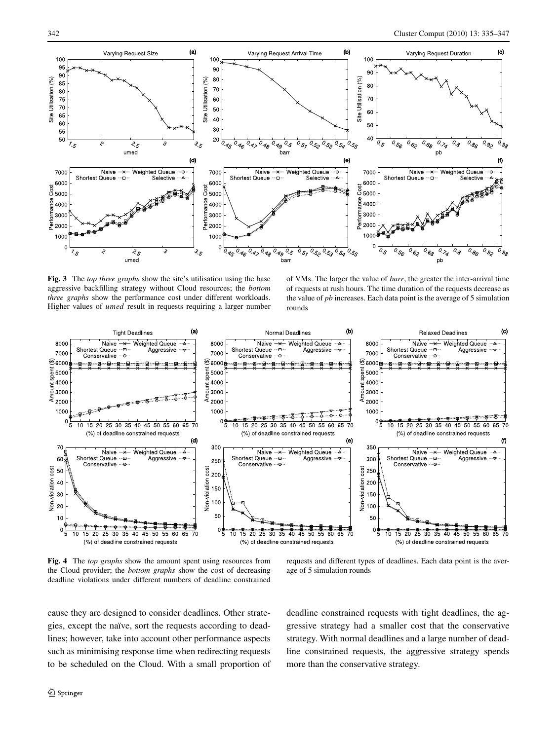**Fig. 3** The *top three graphs* show the site's utilisation using the base aggressive backfilling strategy without Cloud resources; the *bottom three graphs* show the performance cost under different workloads. Higher values of *umed* result in requests requiring a larger number of VMs. The larger the value of *barr*, the greater the inter-arrival time of requests at rush hours. The time duration of the requests decrease as the value of *pb* increases. Each data point is the average of 5 simulation rounds

**Fig. 4** The *top graphs* show the amount spent using resources from the Cloud provider; the *bottom graphs* show the cost of decreasing deadline violations under different numbers of deadline constrained requests and different types of deadlines. Each data point is the average of 5 simulation rounds

cause they are designed to consider deadlines. Other strategies, except the naïve, sort the requests according to deadlines; however, take into account other performance aspects such as minimising response time when redirecting requests to be scheduled on the Cloud. With a small proportion of deadline constrained requests with tight deadlines, the aggressive strategy had a smaller cost that the conservative strategy. With normal deadlines and a large number of deadline constrained requests, the aggressive strategy spends more than the conservative strategy.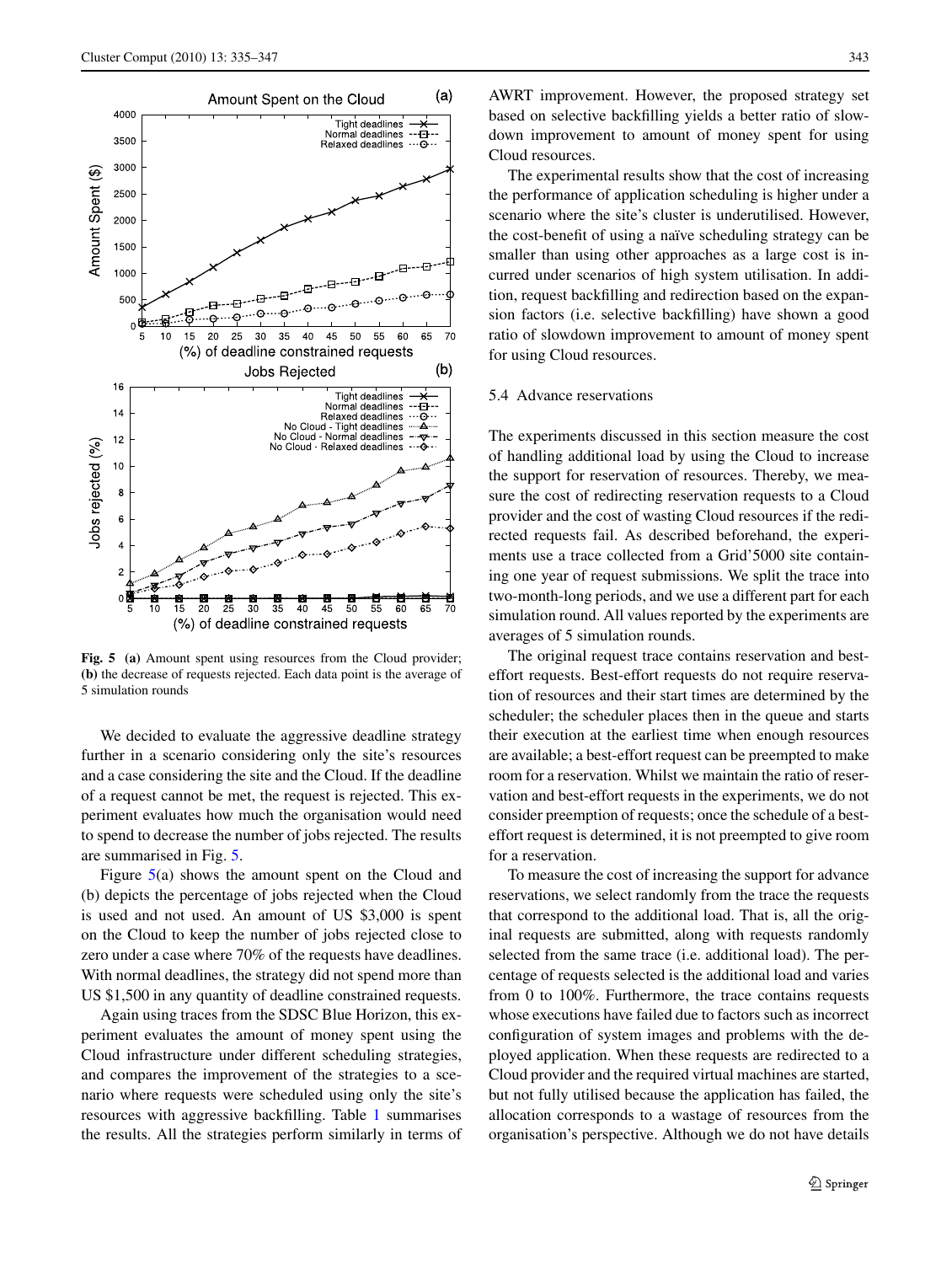Fig. 5 **(a)** Amount spent using resources from the Cloud provider; **(b)** the decrease of requests rejected. Each data point is the average of 5 simulation rounds

We decided to evaluate the aggressive deadline strategy further in a scenario considering only the site's resources and a case considering the site and the Cloud. If the deadline of a request cannot be met, the request is rejected. This experiment evaluates how much the organisation would need to spend to decrease the number of jobs rejected. The results are summarised in Fig. 5.

Figure 5(a) shows the amount spent on the Cloud and (b) depicts the percentage of jobs rejected when the Cloud is used and not used. An amount of US $3,000 is spent on the Cloud to keep the number of jobs rejected close to zero under a case where 70% of the requests have deadlines. With normal deadlines, the strategy did not spend more than US $1,500 in any quantity of deadline constrained requests.

Again using traces from the SDSC Blue Horizon, this experiment evaluates the amount of money spent using the Cloud infrastructure under different scheduling strategies, and compares the improvement of the strategies to a scenario where requests were scheduled using only the site's resources with aggressive backfilling. Table 1 summarises the results. All the strategies perform similarly in terms of AWRT improvement. However, the proposed strategy set based on selective backfilling yields a better ratio of slowdown improvement to amount of money spent for using Cloud resources.

The experimental results show that the cost of increasing the performance of application scheduling is higher under a scenario where the site's cluster is underutilised. However, the cost-benefit of using a naïve scheduling strategy can be smaller than using other approaches as a large cost is incurred under scenarios of high system utilisation. In addition, request backfilling and redirection based on the expansion factors (i.e. selective backfilling) have shown a good ratio of slowdown improvement to amount of money spent for using Cloud resources.

### 5.4 Advance reservations

The experiments discussed in this section measure the cost of handling additional load by using the Cloud to increase the support for reservation of resources. Thereby, we measure the cost of redirecting reservation requests to a Cloud provider and the cost of wasting Cloud resources if the redirected requests fail. As described beforehand, the experiments use a trace collected from a Grid'5000 site containing one year of request submissions. We split the trace into two-month-long periods, and we use a different part for each simulation round. All values reported by the experiments are averages of 5 simulation rounds.

The original request trace contains reservation and best-effort requests. Best-effort requests do not require reservation of resources and their start times are determined by the scheduler; the scheduler places then in the queue and starts their execution at the earliest time when enough resources are available; a best-effort request can be preempted to make room for a reservation. Whilst we maintain the ratio of reservation and best-effort requests in the experiments, we do not consider preemption of requests; once the schedule of a best-effort request is determined, it is not preempted to give room for a reservation.

To measure the cost of increasing the support for advance reservations, we select randomly from the trace the requests that correspond to the additional load. That is, all the original requests are submitted, along with requests randomly selected from the same trace (i.e. additional load). The percentage of requests selected is the additional load and varies from 0 to 100%. Furthermore, the trace contains requests whose executions have failed due to factors such as incorrect configuration of system images and problems with the deployed application. When these requests are redirected to a Cloud provider and the required virtual machines are started, but not fully utilised because the application has failed, the allocation corresponds to a wastage of resources from the organisation's perspective. Although we do not have details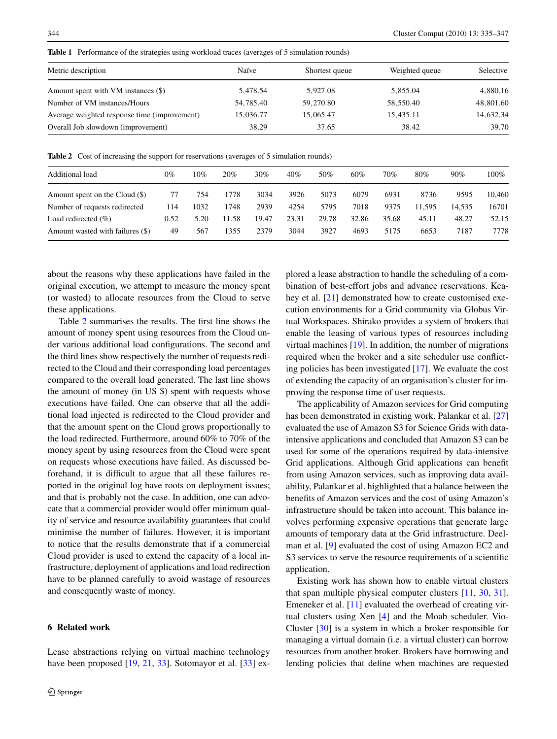**Table 1** Performance of the strategies using workload traces (averages of 5 simulation rounds)

| Metric description | Naïve | Shortest queue | Weighted queue | Selective |
|---|---|---|---|---|
| Amount spent with VM instances ($) | 5,478.54 | 5,927.08 | 5,855.04 | 4,880.16 |
| Number of VM instances/Hours | 54,785.40 | 59,270.80 | 58,550.40 | 48,801.60 |
| Average weighted response time (improvement) | 15,036.77 | 15,065.47 | 15,435.11 | 14,632.34 |
| Overall Job slowdown (improvement) | 38.29 | 37.65 | 38.42 | 39.70 |

**Table 2** Cost of increasing the support for reservations (averages of 5 simulation rounds)

| Additional load | 0% | 10% | 20% | 30% | 40% | 50% | 60% | 70% | 80% | 90% | 100% |
|---|---|---|---|---|---|---|---|---|---|---|---|
| Amount spent on the Cloud ($) | 77 | 754 | 1778 | 3034 | 3926 | 5073 | 6079 | 6931 | 8736 | 9595 | 10,460 |
| Number of requests redirected | 114 | 1032 | 1748 | 2939 | 4254 | 5795 | 7018 | 9375 | 11,595 | 14,535 | 16701 |
| Load redirected (%) | 0.52 | 5.20 | 11.58 | 19.47 | 23.31 | 29.78 | 32.86 | 35.68 | 45.11 | 48.27 | 52.15 |
| Amount wasted with failures ($) | 49 | 567 | 1355 | 2379 | 3044 | 3927 | 4693 | 5175 | 6653 | 7187 | 7778 |

about the reasons why these applications have failed in the original execution, we attempt to measure the money spent (or wasted) to allocate resources from the Cloud to serve these applications.

Table 2 summarises the results. The first line shows the amount of money spent using resources from the Cloud under various additional load configurations. The second and the third lines show respectively the number of requests redirected to the Cloud and their corresponding load percentages compared to the overall load generated. The last line shows the amount of money (in US $) spent with requests whose executions have failed. One can observe that all the additional load injected is redirected to the Cloud provider and that the amount spent on the Cloud grows proportionally to the load redirected. Furthermore, around 60% to 70% of the money spent by using resources from the Cloud were spent on requests whose executions have failed. As discussed beforehand, it is difficult to argue that all these failures reported in the original log have roots on deployment issues; and that is probably not the case. In addition, one can advocate that a commercial provider would offer minimum quality of service and resource availability guarantees that could minimise the number of failures. However, it is important to notice that the results demonstrate that if a commercial Cloud provider is used to extend the capacity of a local infrastructure, deployment of applications and load redirection have to be planned carefully to avoid wastage of resources and consequently waste of money.

## 6 Related work

Lease abstractions relying on virtual machine technology have been proposed [19, 21, 33]. Sotomayor et al. [33] explored a lease abstraction to handle the scheduling of a combination of best-effort jobs and advance reservations. Keahey et al. [21] demonstrated how to create customised execution environments for a Grid community via Globus Virtual Workspaces. Shirako provides a system of brokers that enable the leasing of various types of resources including virtual machines [19]. In addition, the number of migrations required when the broker and a site scheduler use conflicting policies has been investigated [17]. We evaluate the cost of extending the capacity of an organisation's cluster for improving the response time of user requests.

The applicability of Amazon services for Grid computing has been demonstrated in existing work. Palankar et al. [27] evaluated the use of Amazon S3 for Science Grids with data-intensive applications and concluded that Amazon S3 can be used for some of the operations required by data-intensive Grid applications. Although Grid applications can benefit from using Amazon services, such as improving data availability, Palankar et al. highlighted that a balance between the benefits of Amazon services and the cost of using Amazon's infrastructure should be taken into account. This balance involves performing expensive operations that generate large amounts of temporary data at the Grid infrastructure. Deelman et al. [9] evaluated the cost of using Amazon EC2 and S3 services to serve the resource requirements of a scientific application.

Existing work has shown how to enable virtual clusters that span multiple physical computer clusters [11, 30, 31]. Emeneker et al. [11] evaluated the overhead of creating virtual clusters using Xen [4] and the Moab scheduler. VioCluster [30] is a system in which a broker responsible for managing a virtual domain (i.e. a virtual cluster) can borrow resources from another broker. Brokers have borrowing and lending policies that define when machines are requested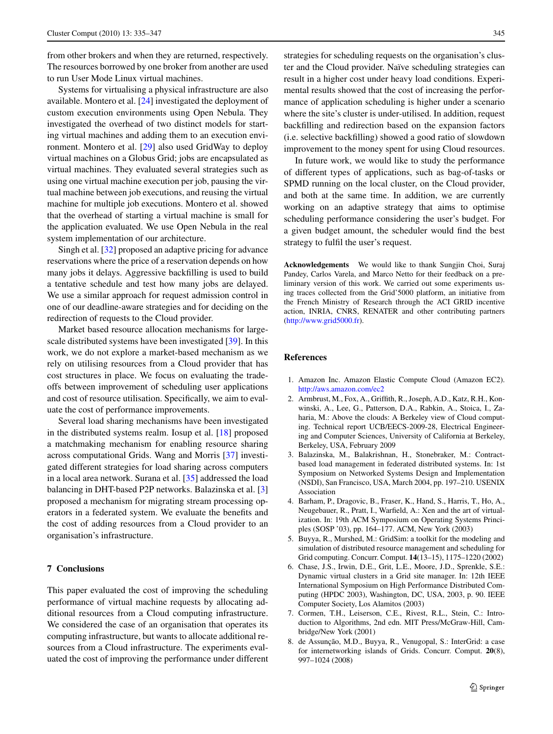from other brokers and when they are returned, respectively. The resources borrowed by one broker from another are used to run User Mode Linux virtual machines.

Systems for virtualising a physical infrastructure are also available. Montero et al. [24] investigated the deployment of custom execution environments using Open Nebula. They investigated the overhead of two distinct models for starting virtual machines and adding them to an execution environment. Montero et al. [29] also used GridWay to deploy virtual machines on a Globus Grid; jobs are encapsulated as virtual machines. They evaluated several strategies such as using one virtual machine execution per job, pausing the virtual machine between job executions, and reusing the virtual machine for multiple job executions. Montero et al. showed that the overhead of starting a virtual machine is small for the application evaluated. We use Open Nebula in the real system implementation of our architecture.

Singh et al. [32] proposed an adaptive pricing for advance reservations where the price of a reservation depends on how many jobs it delays. Aggressive backfilling is used to build a tentative schedule and test how many jobs are delayed. We use a similar approach for request admission control in one of our deadline-aware strategies and for deciding on the redirection of requests to the Cloud provider.

Market based resource allocation mechanisms for large-scale distributed systems have been investigated [39]. In this work, we do not explore a market-based mechanism as we rely on utilising resources from a Cloud provider that has cost structures in place. We focus on evaluating the trade-offs between improvement of scheduling user applications and cost of resource utilisation. Specifically, we aim to evaluate the cost of performance improvements.

Several load sharing mechanisms have been investigated in the distributed systems realm. Iosup et al. [18] proposed a matchmaking mechanism for enabling resource sharing across computational Grids. Wang and Morris [37] investigated different strategies for load sharing across computers in a local area network. Surana et al. [35] addressed the load balancing in DHT-based P2P networks. Balazinska et al. [3] proposed a mechanism for migrating stream processing operators in a federated system. We evaluate the benefits and the cost of adding resources from a Cloud provider to an organisation's infrastructure.

## 7 Conclusions

This paper evaluated the cost of improving the scheduling performance of virtual machine requests by allocating additional resources from a Cloud computing infrastructure. We considered the case of an organisation that operates its computing infrastructure, but wants to allocate additional resources from a Cloud infrastructure. The experiments evaluated the cost of improving the performance under different strategies for scheduling requests on the organisation's cluster and the Cloud provider. Naïve scheduling strategies can result in a higher cost under heavy load conditions. Experimental results showed that the cost of increasing the performance of application scheduling is higher under a scenario where the site's cluster is under-utilised. In addition, request backfilling and redirection based on the expansion factors (i.e. selective backfilling) showed a good ratio of slowdown improvement to the money spent for using Cloud resources.

In future work, we would like to study the performance of different types of applications, such as bag-of-tasks or SPMD running on the local cluster, on the Cloud provider, and both at the same time. In addition, we are currently working on an adaptive strategy that aims to optimise scheduling performance considering the user's budget. For a given budget amount, the scheduler would find the best strategy to fulfil the user's request.

**Acknowledgements** We would like to thank Sungjin Choi, Suraj Pandey, Carlos Varela, and Marco Netto for their feedback on a preliminary version of this work. We carried out some experiments using traces collected from the Grid'5000 platform, an initiative from the French Ministry of Research through the ACI GRID incentive action, INRIA, CNRS, RENATER and other contributing partners (http://www.grid5000.fr).

## References

1. Amazon Inc. Amazon Elastic Compute Cloud (Amazon EC2). http://aws.amazon.com/ec2
2. Armbrust, M., Fox, A., Griffith, R., Joseph, A.D., Katz, R.H., Konwinski, A., Lee, G., Patterson, D.A., Rabkin, A., Stoica, I., Zaharia, M.: Above the clouds: A Berkeley view of Cloud computing. Technical report UCB/EECS-2009-28, Electrical Engineering and Computer Sciences, University of California at Berkeley, Berkeley, USA, February 2009
3. Balazinska, M., Balakrishnan, H., Stonebraker, M.: Contract-based load management in federated distributed systems. In: 1st Symposium on Networked Systems Design and Implementation (NSDI), San Francisco, USA, March 2004, pp. 197–210. USENIX Association
4. Barham, P., Dragovic, B., Fraser, K., Hand, S., Harris, T., Ho, A., Neugebauer, R., Pratt, I., Warfield, A.: Xen and the art of virtualization. In: 19th ACM Symposium on Operating Systems Principles (SOSP '03), pp. 164–177. ACM, New York (2003)
5. Buyya, R., Murshed, M.: GridSim: a toolkit for the modeling and simulation of distributed resource management and scheduling for Grid computing. Concurr. Comput. **14**(13–15), 1175–1220 (2002)
6. Chase, J.S., Irwin, D.E., Grit, L.E., Moore, J.D., Sprenkle, S.E.: Dynamic virtual clusters in a Grid site manager. In: 12th IEEE International Symposium on High Performance Distributed Computing (HPDC 2003), Washington, DC, USA, 2003, p. 90. IEEE Computer Society, Los Alamitos (2003)
7. Cormen, T.H., Leiserson, C.E., Rivest, R.L., Stein, C.: Introduction to Algorithms, 2nd edn. MIT Press/McGraw-Hill, Cambridge/New York (2001)
8. de Assunção, M.D., Buyya, R., Venugopal, S.: InterGrid: a case for internetworking islands of Grids. Concurr. Comput. **20**(8), 997–1024 (2008)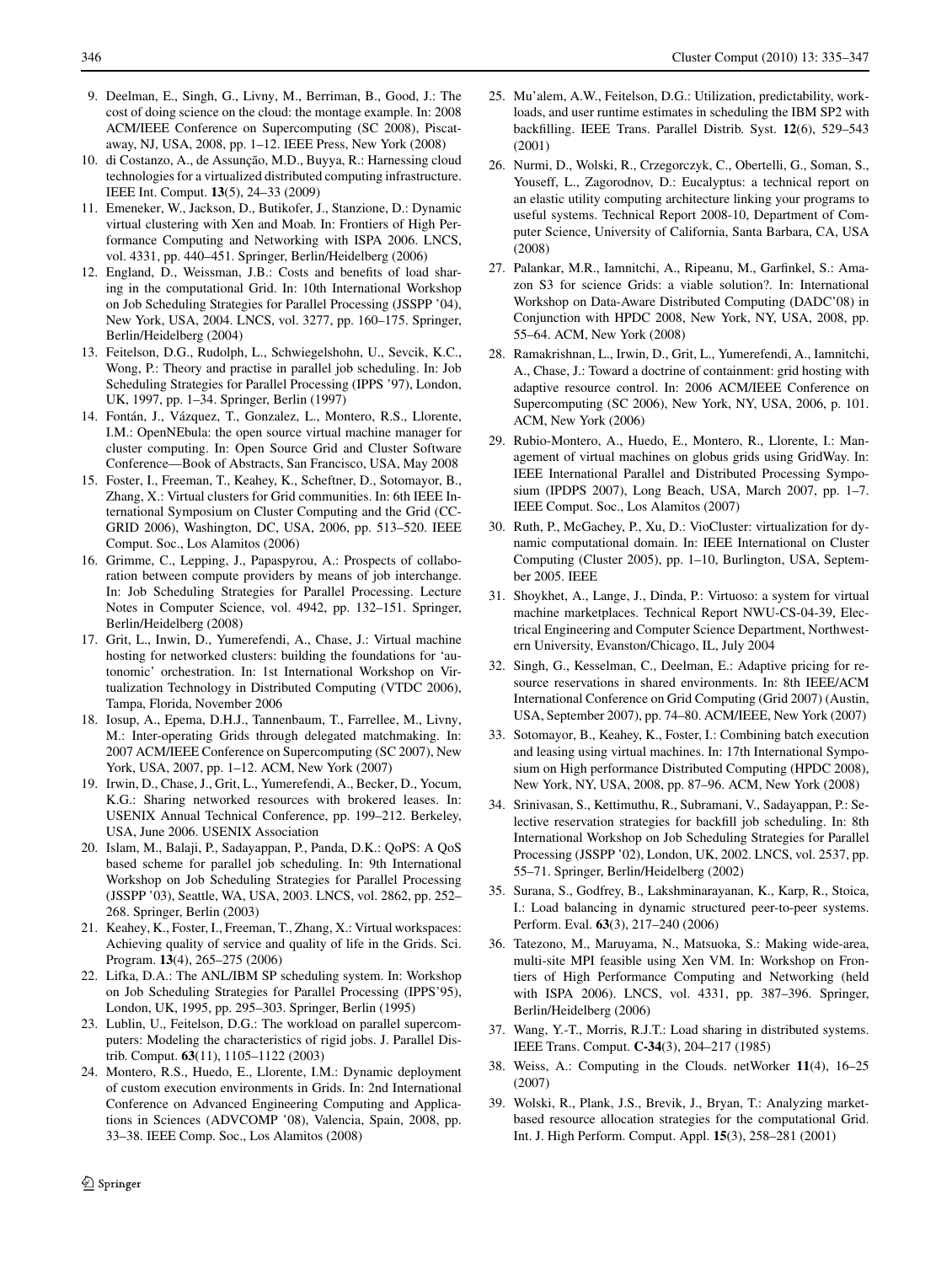9. Deelman, E., Singh, G., Livny, M., Berriman, B., Good, J.: The cost of doing science on the cloud: the montage example. In: 2008 ACM/IEEE Conference on Supercomputing (SC 2008), Piscataway, NJ, USA, 2008, pp. 1–12. IEEE Press, New York (2008)
10. di Costanzo, A., de Assunção, M.D., Buyya, R.: Harnessing cloud technologies for a virtualized distributed computing infrastructure. IEEE Int. Comput. **13**(5), 24–33 (2009)
11. Emeneker, W., Jackson, D., Butikofer, J., Stanzione, D.: Dynamic virtual clustering with Xen and Moab. In: Frontiers of High Performance Computing and Networking with ISPA 2006. LNCS, vol. 4331, pp. 440–451. Springer, Berlin/Heidelberg (2006)
12. England, D., Weissman, J.B.: Costs and benefits of load sharing in the computational Grid. In: 10th International Workshop on Job Scheduling Strategies for Parallel Processing (JSSPP '04), New York, USA, 2004. LNCS, vol. 3277, pp. 160–175. Springer, Berlin/Heidelberg (2004)
13. Feitelson, D.G., Rudolph, L., Schwiegelshohn, U., Sevcik, K.C., Wong, P.: Theory and practise in parallel job scheduling. In: Job Scheduling Strategies for Parallel Processing (IPPS '97), London, UK, 1997, pp. 1–34. Springer, Berlin (1997)
14. Fontán, J., Vázquez, T., Gonzalez, L., Montero, R.S., Llorente, I.M.: OpenNEbula: the open source virtual machine manager for cluster computing. In: Open Source Grid and Cluster Software Conference—Book of Abstracts, San Francisco, USA, May 2008
15. Foster, I., Freeman, T., Keahey, K., Scheftner, D., Sotomayor, B., Zhang, X.: Virtual clusters for Grid communities. In: 6th IEEE International Symposium on Cluster Computing and the Grid (CCGRID 2006), Washington, DC, USA, 2006, pp. 513–520. IEEE Comput. Soc., Los Alamitos (2006)
16. Grimme, C., Lepping, J., Papaspyrou, A.: Prospects of collaboration between compute providers by means of job interchange. In: Job Scheduling Strategies for Parallel Processing. Lecture Notes in Computer Science, vol. 4942, pp. 132–151. Springer, Berlin/Heidelberg (2008)
17. Grit, L., Inwin, D., Yumerefendi, A., Chase, J.: Virtual machine hosting for networked clusters: building the foundations for 'autonomic' orchestration. In: 1st International Workshop on Virtualization Technology in Distributed Computing (VTDC 2006), Tampa, Florida, November 2006
18. Iosup, A., Epema, D.H.J., Tannenbaum, T., Farrellee, M., Livny, M.: Inter-operating Grids through delegated matchmaking. In: 2007 ACM/IEEE Conference on Supercomputing (SC 2007), New York, USA, 2007, pp. 1–12. ACM, New York (2007)
19. Irwin, D., Chase, J., Grit, L., Yumerefendi, A., Becker, D., Yocum, K.G.: Sharing networked resources with brokered leases. In: USENIX Annual Technical Conference, pp. 199–212. Berkeley, USA, June 2006. USENIX Association
20. Islam, M., Balaji, P., Sadayappan, P., Panda, D.K.: QoPS: A QoS based scheme for parallel job scheduling. In: 9th International Workshop on Job Scheduling Strategies for Parallel Processing (JSSPP '03), Seattle, WA, USA, 2003. LNCS, vol. 2862, pp. 252–268. Springer, Berlin (2003)
21. Keahey, K., Foster, I., Freeman, T., Zhang, X.: Virtual workspaces: Achieving quality of service and quality of life in the Grids. Sci. Program. **13**(4), 265–275 (2006)
22. Lifka, D.A.: The ANL/IBM SP scheduling system. In: Workshop on Job Scheduling Strategies for Parallel Processing (IPPS'95), London, UK, 1995, pp. 295–303. Springer, Berlin (1995)
23. Lublin, U., Feitelson, D.G.: The workload on parallel supercomputers: Modeling the characteristics of rigid jobs. J. Parallel Distrib. Comput. **63**(11), 1105–1122 (2003)
24. Montero, R.S., Huedo, E., Llorente, I.M.: Dynamic deployment of custom execution environments in Grids. In: 2nd International Conference on Advanced Engineering Computing and Applications in Sciences (ADVCOMP '08), Valencia, Spain, 2008, pp. 33–38. IEEE Comp. Soc., Los Alamitos (2008)
25. Mu'alem, A.W., Feitelson, D.G.: Utilization, predictability, workloads, and user runtime estimates in scheduling the IBM SP2 with backfilling. IEEE Trans. Parallel Distrib. Syst. **12**(6), 529–543 (2001)
26. Nurmi, D., Wolski, R., Crzegorczyk, C., Obertelli, G., Soman, S., Youseff, L., Zagorodnov, D.: Eucalyptus: a technical report on an elastic utility computing architecture linking your programs to useful systems. Technical Report 2008-10, Department of Computer Science, University of California, Santa Barbara, CA, USA (2008)
27. Palankar, M.R., Iamnitchi, A., Ripeanu, M., Garfinkel, S.: Amazon S3 for science Grids: a viable solution?. In: International Workshop on Data-Aware Distributed Computing (DADC'08) in Conjunction with HPDC 2008, New York, NY, USA, 2008, pp. 55–64. ACM, New York (2008)
28. Ramakrishnan, L., Irwin, D., Grit, L., Yumerefendi, A., Iamnitchi, A., Chase, J.: Toward a doctrine of containment: grid hosting with adaptive resource control. In: 2006 ACM/IEEE Conference on Supercomputing (SC 2006), New York, NY, USA, 2006, p. 101. ACM, New York (2006)
29. Rubio-Montero, A., Huedo, E., Montero, R., Llorente, I.: Management of virtual machines on globus grids using GridWay. In: IEEE International Parallel and Distributed Processing Symposium (IPDPS 2007), Long Beach, USA, March 2007, pp. 1–7. IEEE Comput. Soc., Los Alamitos (2007)
30. Ruth, P., McGachey, P., Xu, D.: VioCluster: virtualization for dynamic computational domain. In: IEEE International on Cluster Computing (Cluster 2005), pp. 1–10, Burlington, USA, September 2005. IEEE
31. Shoykhet, A., Lange, J., Dinda, P.: Virtuoso: a system for virtual machine marketplaces. Technical Report NWU-CS-04-39, Electrical Engineering and Computer Science Department, Northwestern University, Evanston/Chicago, IL, July 2004
32. Singh, G., Kesselman, C., Deelman, E.: Adaptive pricing for resource reservations in shared environments. In: 8th IEEE/ACM International Conference on Grid Computing (Grid 2007) (Austin, USA, September 2007), pp. 74–80. ACM/IEEE, New York (2007)
33. Sotomayor, B., Keahey, K., Foster, I.: Combining batch execution and leasing using virtual machines. In: 17th International Symposium on High performance Distributed Computing (HPDC 2008), New York, NY, USA, 2008, pp. 87–96. ACM, New York (2008)
34. Srinivasan, S., Kettimuthu, R., Subramani, V., Sadayappan, P.: Selective reservation strategies for backfill job scheduling. In: 8th International Workshop on Job Scheduling Strategies for Parallel Processing (JSSPP '02), London, UK, 2002. LNCS, vol. 2537, pp. 55–71. Springer, Berlin/Heidelberg (2002)
35. Surana, S., Godfrey, B., Lakshminarayanan, K., Karp, R., Stoica, I.: Load balancing in dynamic structured peer-to-peer systems. Perform. Eval. **63**(3), 217–240 (2006)
36. Tatezono, M., Maruyama, N., Matsuoka, S.: Making wide-area, multi-site MPI feasible using Xen VM. In: Workshop on Frontiers of High Performance Computing and Networking (held with ISPA 2006). LNCS, vol. 4331, pp. 387–396. Springer, Berlin/Heidelberg (2006)
37. Wang, Y.-T., Morris, R.J.T.: Load sharing in distributed systems. IEEE Trans. Comput. **C-34**(3), 204–217 (1985)
38. Weiss, A.: Computing in the Clouds. netWorker **11**(4), 16–25 (2007)
39. Wolski, R., Plank, J.S., Brevik, J., Bryan, T.: Analyzing market-based resource allocation strategies for the computational Grid. Int. J. High Perform. Comput. Appl. **15**(3), 258–281 (2001)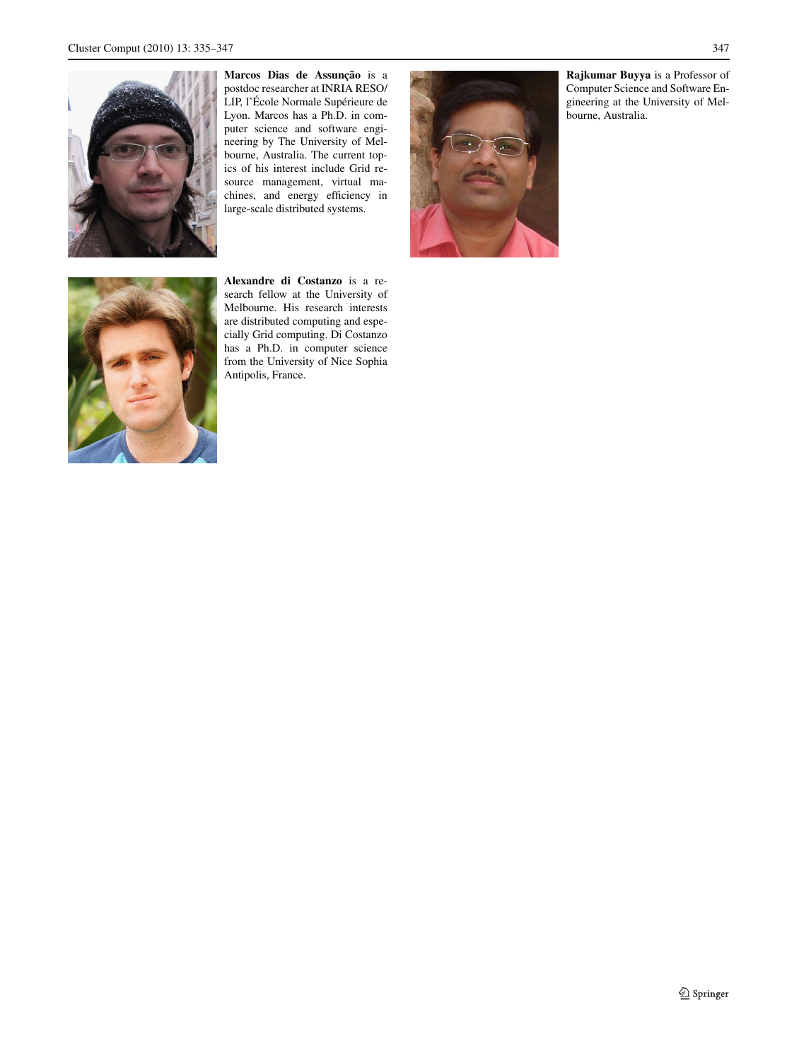**Marcos Dias de Assunção** is a postdoc researcher at INRIA RESO/LIP, l'École Normale Supérieure de Lyon. Marcos has a Ph.D. in computer science and software engineering by The University of Melbourne, Australia. The current topics of his interest include Grid resource management, virtual machines, and energy efficiency in large-scale distributed systems.

**Alexandre di Costanzo** is a research fellow at the University of Melbourne. His research interests are distributed computing and especially Grid computing. Di Costanzo has a Ph.D. in computer science from the University of Nice Sophia Antipolis, France.

**Rajkumar Buyya** is a Professor of Computer Science and Software Engineering at the University of Melbourne, Australia.